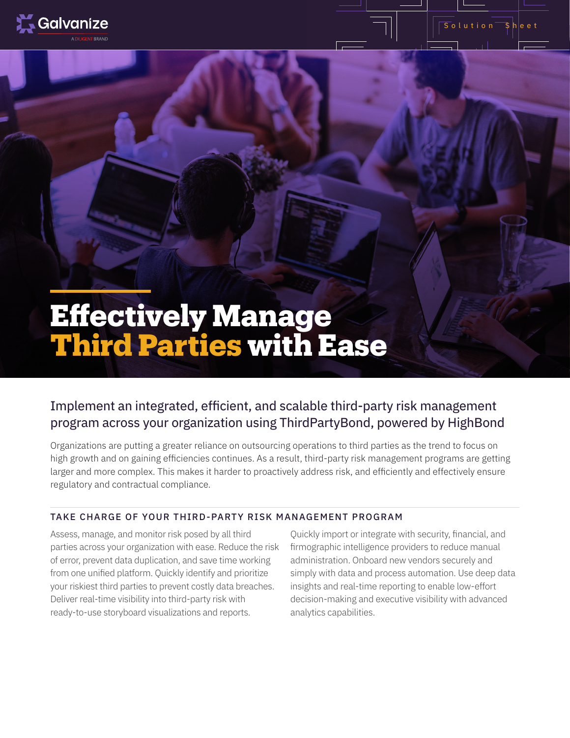Galvanize

A DILIGENT BRAND

Solution Sheet

# Effectively Manage Third Parties with Ease

## Implement an integrated, efficient, and scalable third-party risk management program across your organization using ThirdPartyBond, powered by HighBond

Organizations are putting a greater reliance on outsourcing operations to third parties as the trend to focus on high growth and on gaining efficiencies continues. As a result, third-party risk management programs are getting larger and more complex. This makes it harder to proactively address risk, and efficiently and effectively ensure regulatory and contractual compliance.

### TAKE CHARGE OF YOUR THIRD-PARTY RISK MANAGEMENT PROGRAM

Assess, manage, and monitor risk posed by all third parties across your organization with ease. Reduce the risk of error, prevent data duplication, and save time working from one unified platform. Quickly identify and prioritize your riskiest third parties to prevent costly data breaches. Deliver real-time visibility into third-party risk with ready-to-use storyboard visualizations and reports.

Quickly import or integrate with security, financial, and firmographic intelligence providers to reduce manual administration. Onboard new vendors securely and simply with data and process automation. Use deep data insights and real-time reporting to enable low-effort decision-making and executive visibility with advanced analytics capabilities.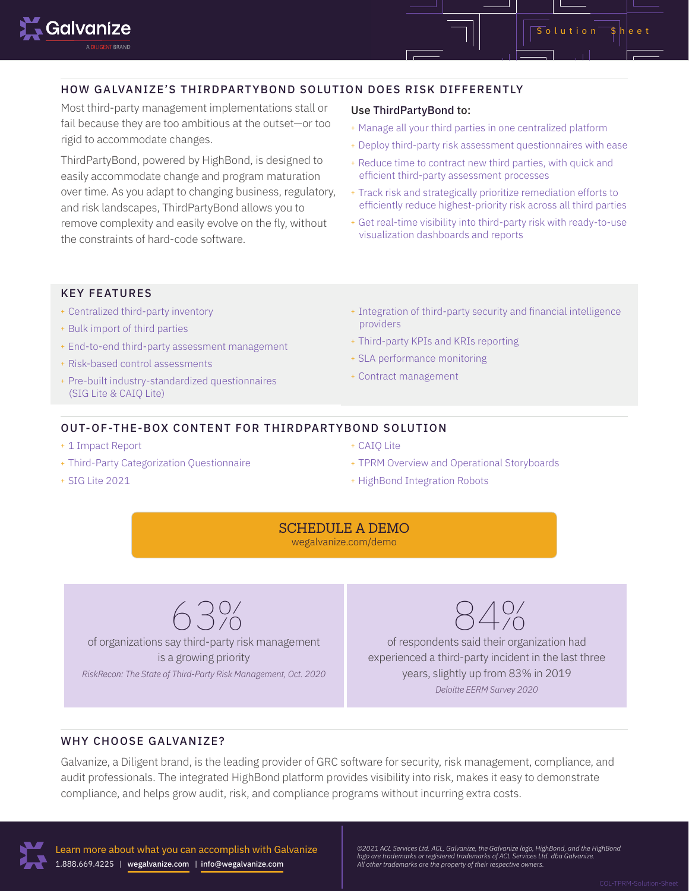## HOW GALVANIZE'S THIRDPARTYBOND SOLUTION DOES RISK DIFFERENTLY

Most third-party management implementations stall or fail because they are too ambitious at the outset—or too rigid to accommodate changes.

ThirdPartyBond, powered by HighBond, is designed to easily accommodate change and program maturation over time. As you adapt to changing business, regulatory, and risk landscapes, ThirdPartyBond allows you to remove complexity and easily evolve on the fly, without the constraints of hard-code software.

**Use ThirdPartyBond to:**

+ Manage all your third parties in one centralized platform
+ Deploy third-party risk assessment questionnaires with ease
+ Reduce time to contract new third parties, with quick and efficient third-party assessment processes
+ Track risk and strategically prioritize remediation efforts to efficiently reduce highest-priority risk across all third parties
+ Get real-time visibility into third-party risk with ready-to-use visualization dashboards and reports

## KEY FEATURES

+ Centralized third-party inventory
+ Bulk import of third parties
+ End-to-end third-party assessment management
+ Risk-based control assessments
+ Pre-built industry-standardized questionnaires (SIG Lite & CAIQ Lite)
+ Integration of third-party security and financial intelligence providers
+ Third-party KPIs and KRIs reporting
+ SLA performance monitoring
+ Contract management

## OUT-OF-THE-BOX CONTENT FOR THIRDPARTYBOND SOLUTION

+ 1 Impact Report
+ Third-Party Categorization Questionnaire
+ SIG Lite 2021
+ CAIQ Lite
+ TPRM Overview and Operational Storyboards
+ HighBond Integration Robots

**SCHEDULE A DEMO**
wegalvanize.com/demo

**63%**
of organizations say third-party risk management is a growing priority
*RiskRecon: The State of Third-Party Risk Management, Oct. 2020*

**84%**
of respondents said their organization had experienced a third-party incident in the last three years, slightly up from 83% in 2019
*Deloitte EERM Survey 2020*

## WHY CHOOSE GALVANIZE?

Galvanize, a Diligent brand, is the leading provider of GRC software for security, risk management, compliance, and audit professionals. The integrated HighBond platform provides visibility into risk, makes it easy to demonstrate compliance, and helps grow audit, risk, and compliance programs without incurring extra costs.

Learn more about what you can accomplish with Galvanize
1.888.669.4225 | wegalvanize.com | info@wegalvanize.com

*©2021 ACL Services Ltd. ACL, Galvanize, the Galvanize logo, HighBond, and the HighBond logo are trademarks or registered trademarks of ACL Services Ltd. dba Galvanize. All other trademarks are the property of their respective owners.*

COL-TPRM-Solution-Sheet